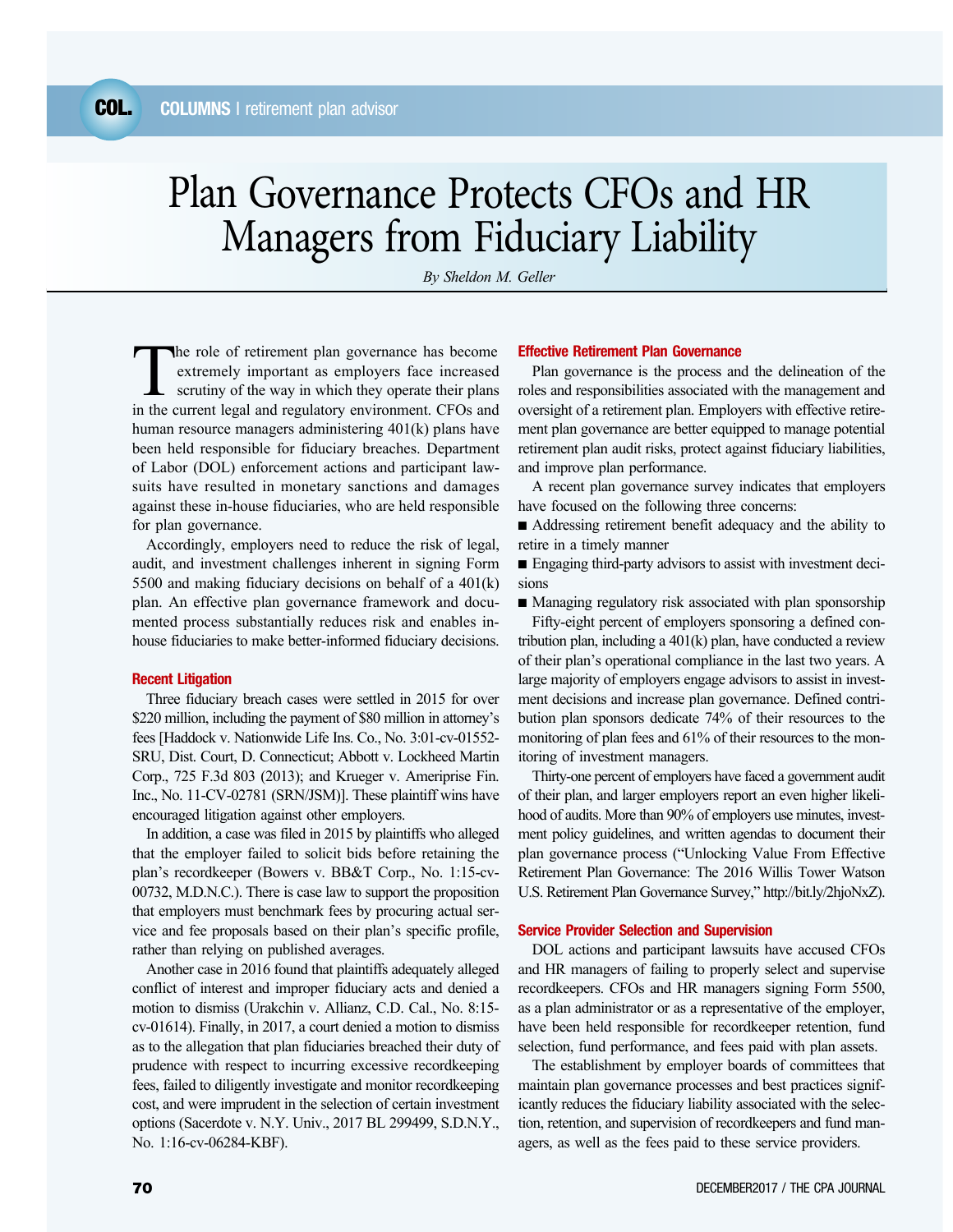# Plan Governance Protects CFOs and HR Managers from Fiduciary Liability

*By Sheldon M. Geller*

The role of retirement plan governance has become extremely important as employers face increased scrutiny of the way in which they operate their plans in the current legal and regulatory environment. CFOs and human resource managers administering 401(k) plans have been held responsible for fiduciary breaches. Department of Labor (DOL) enforcement actions and participant lawsuits have resulted in monetary sanctions and damages against these in-house fiduciaries, who are held responsible for plan governance.

Accordingly, employers need to reduce the risk of legal, audit, and investment challenges inherent in signing Form 5500 and making fiduciary decisions on behalf of a 401(k) plan. An effective plan governance framework and documented process substantially reduces risk and enables in-house fiduciaries to make better-informed fiduciary decisions.

## Recent Litigation

Three fiduciary breach cases were settled in 2015 for over $220 million, including the payment of $80 million in attorney's fees [Haddock v. Nationwide Life Ins. Co., No. 3:01-cv-01552-SRU, Dist. Court, D. Connecticut; Abbott v. Lockheed Martin Corp., 725 F.3d 803 (2013); and Krueger v. Ameriprise Fin. Inc., No. 11-CV-02781 (SRN/JSM)]. These plaintiff wins have encouraged litigation against other employers.

In addition, a case was filed in 2015 by plaintiffs who alleged that the employer failed to solicit bids before retaining the plan's recordkeeper (Bowers v. BB&T Corp., No. 1:15-cv-00732, M.D.N.C.). There is case law to support the proposition that employers must benchmark fees by procuring actual service and fee proposals based on their plan's specific profile, rather than relying on published averages.

Another case in 2016 found that plaintiffs adequately alleged conflict of interest and improper fiduciary acts and denied a motion to dismiss (Urakchin v. Allianz, C.D. Cal., No. 8:15-cv-01614). Finally, in 2017, a court denied a motion to dismiss as to the allegation that plan fiduciaries breached their duty of prudence with respect to incurring excessive recordkeeping fees, failed to diligently investigate and monitor recordkeeping cost, and were imprudent in the selection of certain investment options (Sacerdote v. N.Y. Univ., 2017 BL 299499, S.D.N.Y., No. 1:16-cv-06284-KBF).

## Effective Retirement Plan Governance

Plan governance is the process and the delineation of the roles and responsibilities associated with the management and oversight of a retirement plan. Employers with effective retirement plan governance are better equipped to manage potential retirement plan audit risks, protect against fiduciary liabilities, and improve plan performance.

A recent plan governance survey indicates that employers have focused on the following three concerns:

- Addressing retirement benefit adequacy and the ability to retire in a timely manner
- Engaging third-party advisors to assist with investment decisions
- Managing regulatory risk associated with plan sponsorship

Fifty-eight percent of employers sponsoring a defined contribution plan, including a 401(k) plan, have conducted a review of their plan's operational compliance in the last two years. A large majority of employers engage advisors to assist in investment decisions and increase plan governance. Defined contribution plan sponsors dedicate 74% of their resources to the monitoring of plan fees and 61% of their resources to the monitoring of investment managers.

Thirty-one percent of employers have faced a government audit of their plan, and larger employers report an even higher likelihood of audits. More than 90% of employers use minutes, investment policy guidelines, and written agendas to document their plan governance process ("Unlocking Value From Effective Retirement Plan Governance: The 2016 Willis Tower Watson U.S. Retirement Plan Governance Survey," http://bit.ly/2hjoNxZ).

## Service Provider Selection and Supervision

DOL actions and participant lawsuits have accused CFOs and HR managers of failing to properly select and supervise recordkeepers. CFOs and HR managers signing Form 5500, as a plan administrator or as a representative of the employer, have been held responsible for recordkeeper retention, fund selection, fund performance, and fees paid with plan assets.

The establishment by employer boards of committees that maintain plan governance processes and best practices significantly reduces the fiduciary liability associated with the selection, retention, and supervision of recordkeepers and fund managers, as well as the fees paid to these service providers.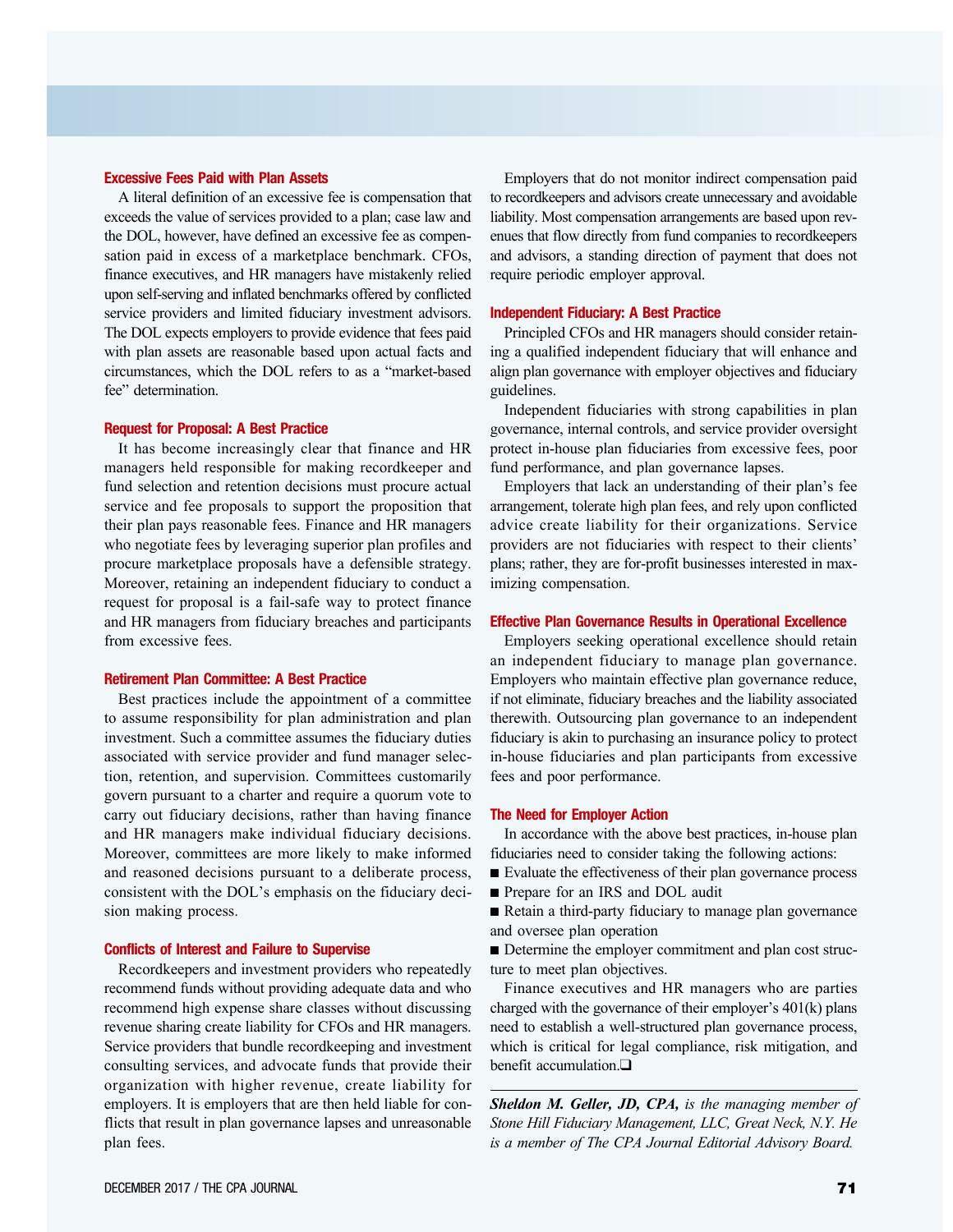### Excessive Fees Paid with Plan Assets

A literal definition of an excessive fee is compensation that exceeds the value of services provided to a plan; case law and the DOL, however, have defined an excessive fee as compensation paid in excess of a marketplace benchmark. CFOs, finance executives, and HR managers have mistakenly relied upon self-serving and inflated benchmarks offered by conflicted service providers and limited fiduciary investment advisors. The DOL expects employers to provide evidence that fees paid with plan assets are reasonable based upon actual facts and circumstances, which the DOL refers to as a "market-based fee" determination.

### Request for Proposal: A Best Practice

It has become increasingly clear that finance and HR managers held responsible for making recordkeeper and fund selection and retention decisions must procure actual service and fee proposals to support the proposition that their plan pays reasonable fees. Finance and HR managers who negotiate fees by leveraging superior plan profiles and procure marketplace proposals have a defensible strategy. Moreover, retaining an independent fiduciary to conduct a request for proposal is a fail-safe way to protect finance and HR managers from fiduciary breaches and participants from excessive fees.

### Retirement Plan Committee: A Best Practice

Best practices include the appointment of a committee to assume responsibility for plan administration and plan investment. Such a committee assumes the fiduciary duties associated with service provider and fund manager selection, retention, and supervision. Committees customarily govern pursuant to a charter and require a quorum vote to carry out fiduciary decisions, rather than having finance and HR managers make individual fiduciary decisions. Moreover, committees are more likely to make informed and reasoned decisions pursuant to a deliberate process, consistent with the DOL's emphasis on the fiduciary decision making process.

### Conflicts of Interest and Failure to Supervise

Recordkeepers and investment providers who repeatedly recommend funds without providing adequate data and who recommend high expense share classes without discussing revenue sharing create liability for CFOs and HR managers. Service providers that bundle recordkeeping and investment consulting services, and advocate funds that provide their organization with higher revenue, create liability for employers. It is employers that are then held liable for conflicts that result in plan governance lapses and unreasonable plan fees.

Employers that do not monitor indirect compensation paid to recordkeepers and advisors create unnecessary and avoidable liability. Most compensation arrangements are based upon revenues that flow directly from fund companies to recordkeepers and advisors, a standing direction of payment that does not require periodic employer approval.

### Independent Fiduciary: A Best Practice

Principled CFOs and HR managers should consider retaining a qualified independent fiduciary that will enhance and align plan governance with employer objectives and fiduciary guidelines.

Independent fiduciaries with strong capabilities in plan governance, internal controls, and service provider oversight protect in-house plan fiduciaries from excessive fees, poor fund performance, and plan governance lapses.

Employers that lack an understanding of their plan's fee arrangement, tolerate high plan fees, and rely upon conflicted advice create liability for their organizations. Service providers are not fiduciaries with respect to their clients' plans; rather, they are for-profit businesses interested in maximizing compensation.

### Effective Plan Governance Results in Operational Excellence

Employers seeking operational excellence should retain an independent fiduciary to manage plan governance. Employers who maintain effective plan governance reduce, if not eliminate, fiduciary breaches and the liability associated therewith. Outsourcing plan governance to an independent fiduciary is akin to purchasing an insurance policy to protect in-house fiduciaries and plan participants from excessive fees and poor performance.

### The Need for Employer Action

In accordance with the above best practices, in-house plan fiduciaries need to consider taking the following actions:

- Evaluate the effectiveness of their plan governance process
- Prepare for an IRS and DOL audit
- Retain a third-party fiduciary to manage plan governance and oversee plan operation
- Determine the employer commitment and plan cost structure to meet plan objectives.

Finance executives and HR managers who are parties charged with the governance of their employer's 401(k) plans need to establish a well-structured plan governance process, which is critical for legal compliance, risk mitigation, and benefit accumulation.❑

---

***Sheldon M. Geller, JD, CPA,*** *is the managing member of Stone Hill Fiduciary Management, LLC, Great Neck, N.Y. He is a member of The CPA Journal Editorial Advisory Board.*